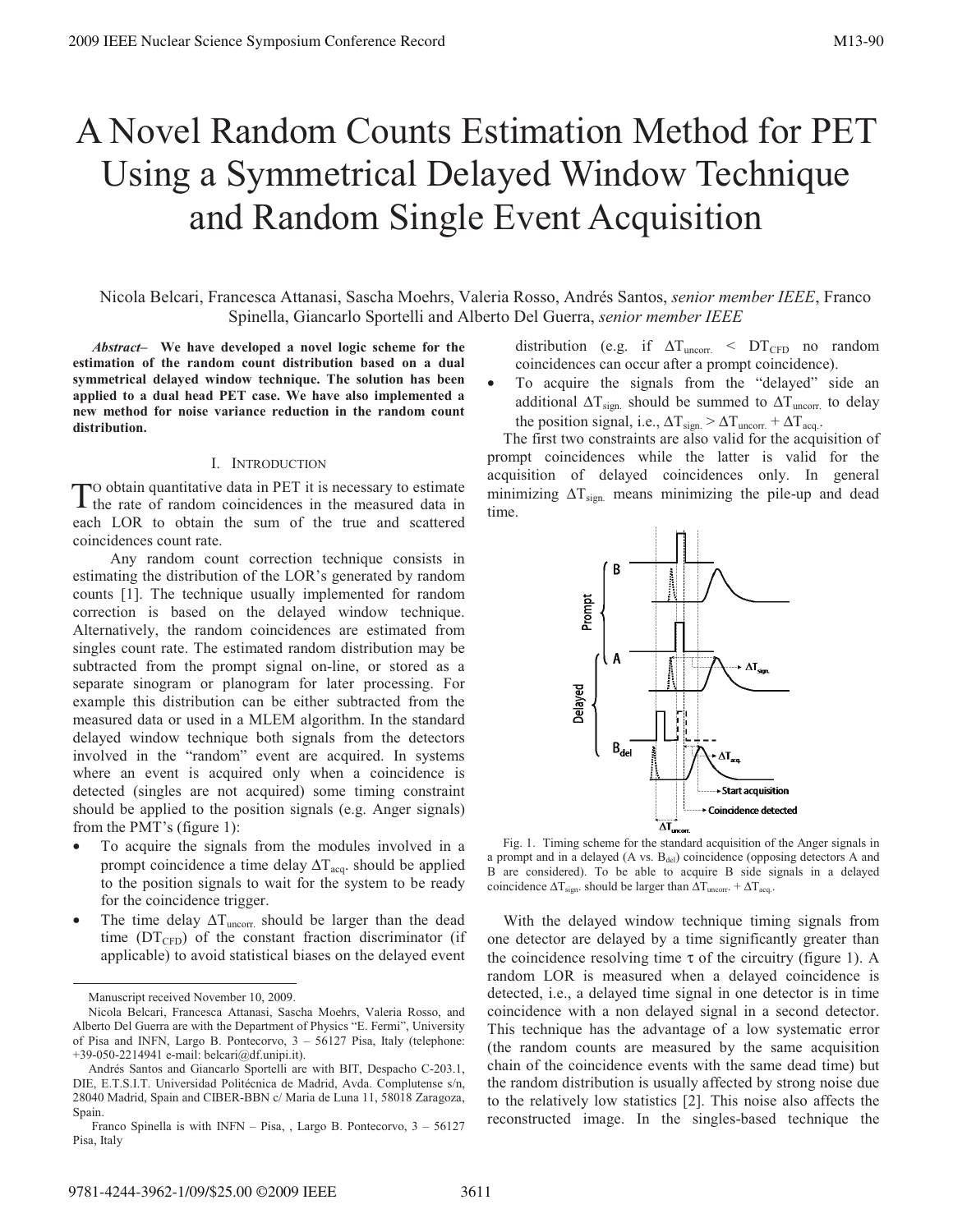# A Novel Random Counts Estimation Method for PET Using a Symmetrical Delayed Window Technique and Random Single Event Acquisition

Nicola Belcari, Francesca Attanasi, Sascha Moehrs, Valeria Rosso, Andrés Santos, *senior member IEEE*, Franco Spinella, Giancarlo Sportelli and Alberto Del Guerra, *senior member IEEE*

***Abstract*– We have developed a novel logic scheme for the estimation of the random count distribution based on a dual symmetrical delayed window technique. The solution has been applied to a dual head PET case. We have also implemented a new method for noise variance reduction in the random count distribution.**

## I. Introduction

To obtain quantitative data in PET it is necessary to estimate the rate of random coincidences in the measured data in each LOR to obtain the sum of the true and scattered coincidences count rate.

Any random count correction technique consists in estimating the distribution of the LOR's generated by random counts [1]. The technique usually implemented for random correction is based on the delayed window technique. Alternatively, the random coincidences are estimated from singles count rate. The estimated random distribution may be subtracted from the prompt signal on-line, or stored as a separate sinogram or planogram for later processing. For example this distribution can be either subtracted from the measured data or used in a MLEM algorithm. In the standard delayed window technique both signals from the detectors involved in the "random" event are acquired. In systems where an event is acquired only when a coincidence is detected (singles are not acquired) some timing constraint should be applied to the position signals (e.g. Anger signals) from the PMT's (figure 1):

- To acquire the signals from the modules involved in a prompt coincidence a time delay $\Delta T_{acq.}$ should be applied to the position signals to wait for the system to be ready for the coincidence trigger.
- The time delay $\Delta T_{uncorr.}$ should be larger than the dead time ($DT_{CFD}$) of the constant fraction discriminator (if applicable) to avoid statistical biases on the delayed event distribution (e.g. if $\Delta T_{uncorr.} < DT_{CFD}$ no random coincidences can occur after a prompt coincidence).
- To acquire the signals from the "delayed" side an additional $\Delta T_{sign.}$ should be summed to $\Delta T_{uncorr.}$ to delay the position signal, i.e., $\Delta T_{sign.} > \Delta T_{uncorr.} + \Delta T_{acq.}$.

The first two constraints are also valid for the acquisition of prompt coincidences while the latter is valid for the acquisition of delayed coincidences only. In general minimizing $\Delta T_{sign.}$ means minimizing the pile-up and dead time.

Fig. 1. Timing scheme for the standard acquisition of the Anger signals in a prompt and in a delayed (A vs. $B_{del}$) coincidence (opposing detectors A and B are considered). To be able to acquire B side signals in a delayed coincidence $\Delta T_{sign.}$ should be larger than $\Delta T_{uncorr.} + \Delta T_{acq.}$.

With the delayed window technique timing signals from one detector are delayed by a time significantly greater than the coincidence resolving time τ of the circuitry (figure 1). A random LOR is measured when a delayed coincidence is detected, i.e., a delayed time signal in one detector is in time coincidence with a non delayed signal in a second detector. This technique has the advantage of a low systematic error (the random counts are measured by the same acquisition chain of the coincidence events with the same dead time) but the random distribution is usually affected by strong noise due to the relatively low statistics [2]. This noise also affects the reconstructed image. In the singles-based technique the

Manuscript received November 10, 2009.

Nicola Belcari, Francesca Attanasi, Sascha Moehrs, Valeria Rosso, and Alberto Del Guerra are with the Department of Physics "E. Fermi", University of Pisa and INFN, Largo B. Pontecorvo, 3 – 56127 Pisa, Italy (telephone: +39-050-2214941 e-mail: belcari@df.unipi.it).

Andrés Santos and Giancarlo Sportelli are with BIT, Despacho C-203.1, DIE, E.T.S.I.T. Universidad Politécnica de Madrid, Avda. Complutense s/n, 28040 Madrid, Spain and CIBER-BBN c/ Maria de Luna 11, 58018 Zaragoza, Spain.

Franco Spinella is with INFN – Pisa, , Largo B. Pontecorvo, 3 – 56127 Pisa, Italy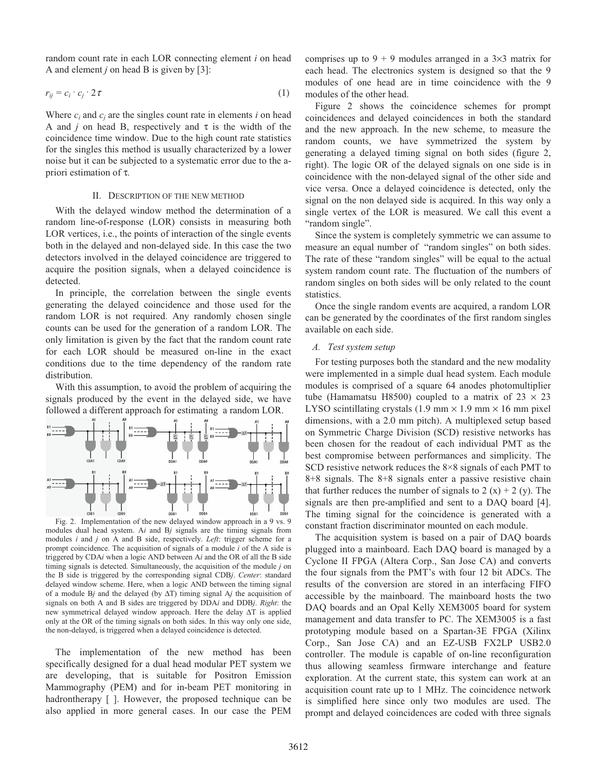random count rate in each LOR connecting element $i$ on head A and element $j$ on head B is given by [3]:

$$r_{ij} = c_i \cdot c_j \cdot 2\tau \qquad (1)$$

Where $c_i$ and $c_j$ are the singles count rate in elements $i$ on head A and $j$ on head B, respectively and $\tau$ is the width of the coincidence time window. Due to the high count rate statistics for the singles this method is usually characterized by a lower noise but it can be subjected to a systematic error due to the a-priori estimation of $\tau$.

## II. Description of the New Method

With the delayed window method the determination of a random line-of-response (LOR) consists in measuring both LOR vertices, i.e., the points of interaction of the single events both in the delayed and non-delayed side. In this case the two detectors involved in the delayed coincidence are triggered to acquire the position signals, when a delayed coincidence is detected.

In principle, the correlation between the single events generating the delayed coincidence and those used for the random LOR is not required. Any randomly chosen single counts can be used for the generation of a random LOR. The only limitation is given by the fact that the random count rate for each LOR should be measured on-line in the exact conditions due to the time dependency of the random rate distribution.

With this assumption, to avoid the problem of acquiring the signals produced by the event in the delayed side, we have followed a different approach for estimating a random LOR.

Fig. 2. Implementation of the new delayed window approach in a 9 vs. 9 modules dual head system. A$i$ and B$j$ signals are the timing signals from modules $i$ and $j$ on A and B side, respectively. *Left*: trigger scheme for a prompt coincidence. The acquisition of signals of a module $i$ of the A side is triggered by CDA$i$ when a logic AND between A$i$ and the OR of all the B side timing signals is detected. Simultaneously, the acquisition of the module $j$ on the B side is triggered by the corresponding signal CDB$j$. *Center*: standard delayed window scheme. Here, when a logic AND between the timing signal of a module B$j$ and the delayed (by $\Delta$T) timing signal A$j$ the acquisition of signals on both A and B sides are triggered by DDA$i$ and DDB$j$. *Right*: the new symmetrical delayed window approach. Here the delay $\Delta$T is applied only at the OR of the timing signals on both sides. In this way only one side, the non-delayed, is triggered when a delayed coincidence is detected.

The implementation of the new method has been specifically designed for a dual head modular PET system we are developing, that is suitable for Positron Emission Mammography (PEM) and for in-beam PET monitoring in hadrontherapy [ ]. However, the proposed technique can be also applied in more general cases. In our case the PEM comprises up to 9 + 9 modules arranged in a 3×3 matrix for each head. The electronics system is designed so that the 9 modules of one head are in time coincidence with the 9 modules of the other head.

Figure 2 shows the coincidence schemes for prompt coincidences and delayed coincidences in both the standard and the new approach. In the new scheme, to measure the random counts, we have symmetrized the system by generating a delayed timing signal on both sides (figure 2, right). The logic OR of the delayed signals on one side is in coincidence with the non-delayed signal of the other side and vice versa. Once a delayed coincidence is detected, only the signal on the non delayed side is acquired. In this way only a single vertex of the LOR is measured. We call this event a "random single".

Since the system is completely symmetric we can assume to measure an equal number of "random singles" on both sides. The rate of these "random singles" will be equal to the actual system random count rate. The fluctuation of the numbers of random singles on both sides will be only related to the count statistics.

Once the single random events are acquired, a random LOR can be generated by the coordinates of the first random singles available on each side.

### A. Test system setup

For testing purposes both the standard and the new modality were implemented in a simple dual head system. Each module modules is comprised of a square 64 anodes photomultiplier tube (Hamamatsu H8500) coupled to a matrix of 23 × 23 LYSO scintillating crystals (1.9 mm × 1.9 mm × 16 mm pixel dimensions, with a 2.0 mm pitch). A multiplexed setup based on Symmetric Charge Division (SCD) resistive networks has been chosen for the readout of each individual PMT as the best compromise between performances and simplicity. The SCD resistive network reduces the 8×8 signals of each PMT to 8+8 signals. The 8+8 signals enter a passive resistive chain that further reduces the number of signals to 2 (x) + 2 (y). The signals are then pre-amplified and sent to a DAQ board [4]. The timing signal for the coincidence is generated with a constant fraction discriminator mounted on each module.

The acquisition system is based on a pair of DAQ boards plugged into a mainboard. Each DAQ board is managed by a Cyclone II FPGA (Altera Corp., San Jose CA) and converts the four signals from the PMT's with four 12 bit ADCs. The results of the conversion are stored in an interfacing FIFO accessible by the mainboard. The mainboard hosts the two DAQ boards and an Opal Kelly XEM3005 board for system management and data transfer to PC. The XEM3005 is a fast prototyping module based on a Spartan-3E FPGA (Xilinx Corp., San Jose CA) and an EZ-USB FX2LP USB2.0 controller. The module is capable of on-line reconfiguration thus allowing seamless firmware interchange and feature exploration. At the current state, this system can work at an acquisition count rate up to 1 MHz. The coincidence network is simplified here since only two modules are used. The prompt and delayed coincidences are coded with three signals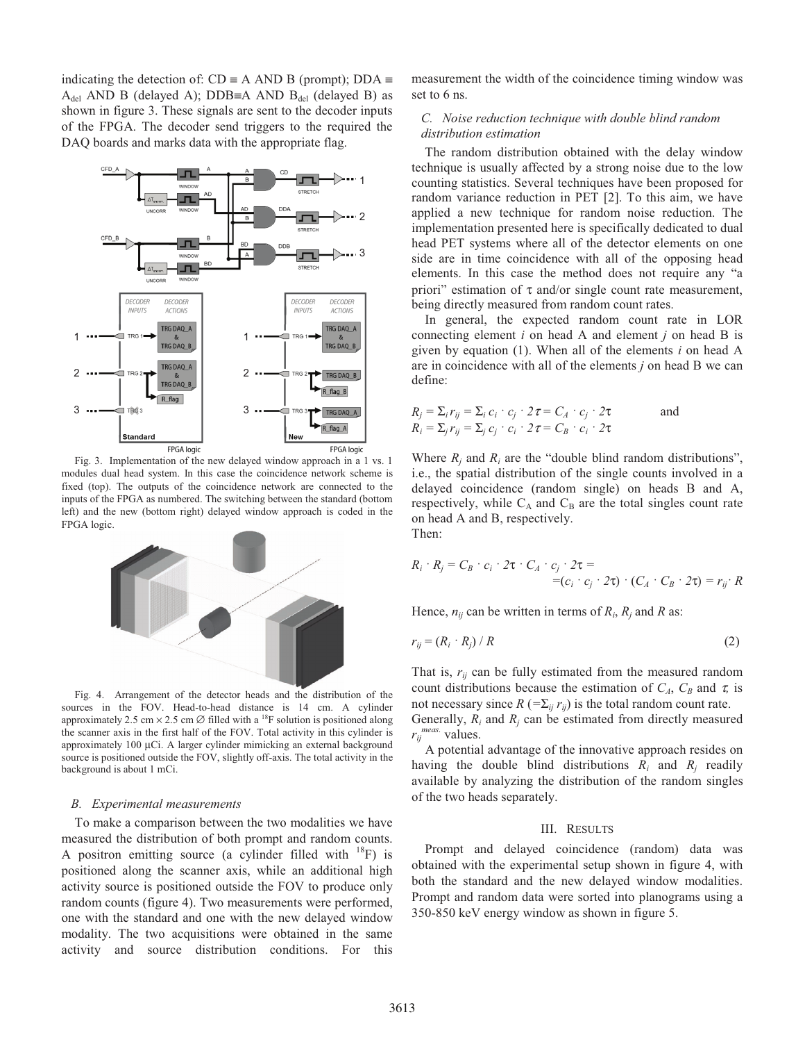indicating the detection of: CD ≡ A AND B (prompt); DDA ≡ $A_{del}$ AND B (delayed A); DDB≡A AND $B_{del}$ (delayed B) as shown in figure 3. These signals are sent to the decoder inputs of the FPGA. The decoder send triggers to the required the DAQ boards and marks data with the appropriate flag.

Fig. 3. Implementation of the new delayed window approach in a 1 vs. 1 modules dual head system. In this case the coincidence network scheme is fixed (top). The outputs of the coincidence network are connected to the inputs of the FPGA as numbered. The switching between the standard (bottom left) and the new (bottom right) delayed window approach is coded in the FPGA logic.

Fig. 4. Arrangement of the detector heads and the distribution of the sources in the FOV. Head-to-head distance is 14 cm. A cylinder approximately 2.5 cm × 2.5 cm ∅ filled with a $^{18}$F solution is positioned along the scanner axis in the first half of the FOV. Total activity in this cylinder is approximately 100 μCi. A larger cylinder mimicking an external background source is positioned outside the FOV, slightly off-axis. The total activity in the background is about 1 mCi.

### B. Experimental measurements

To make a comparison between the two modalities we have measured the distribution of both prompt and random counts. A positron emitting source (a cylinder filled with $^{18}$F) is positioned along the scanner axis, while an additional high activity source is positioned outside the FOV to produce only random counts (figure 4). Two measurements were performed, one with the standard and one with the new delayed window modality. The two acquisitions were obtained in the same activity and source distribution conditions. For this measurement the width of the coincidence timing window was set to 6 ns.

### C. Noise reduction technique with double blind random distribution estimation

The random distribution obtained with the delay window technique is usually affected by a strong noise due to the low counting statistics. Several techniques have been proposed for random variance reduction in PET [2]. To this aim, we have applied a new technique for random noise reduction. The implementation presented here is specifically dedicated to dual head PET systems where all of the detector elements on one side are in time coincidence with all of the opposing head elements. In this case the method does not require any "a priori" estimation of τ and/or single count rate measurement, being directly measured from random count rates.

In general, the expected random count rate in LOR connecting element *i* on head A and element *j* on head B is given by equation (1). When all of the elements *i* on head A are in coincidence with all of the elements *j* on head B we can define:

$$R_j = \Sigma_i r_{ij} = \Sigma_i c_i \cdot c_j \cdot 2\tau = C_A \cdot c_j \cdot 2\tau \quad \text{and}$$
$$R_i = \Sigma_j r_{ij} = \Sigma_j c_j \cdot c_i \cdot 2\tau = C_B \cdot c_i \cdot 2\tau$$

Where $R_j$ and $R_i$ are the "double blind random distributions", i.e., the spatial distribution of the single counts involved in a delayed coincidence (random single) on heads B and A, respectively, while $C_A$ and $C_B$ are the total singles count rate on head A and B, respectively.

Then:

$$R_i \cdot R_j = C_B \cdot c_i \cdot 2\tau \cdot C_A \cdot c_j \cdot 2\tau = (c_i \cdot c_j \cdot 2\tau) \cdot (C_A \cdot C_B \cdot 2\tau) = r_{ij} \cdot R$$

Hence, $n_{ij}$ can be written in terms of $R_i$, $R_j$ and $R$ as:

$$r_{ij} = (R_i \cdot R_j) / R \qquad (2)$$

That is, $r_{ij}$ can be fully estimated from the measured random count distributions because the estimation of $C_A$, $C_B$ and $\tau$, is not necessary since $R$ $(=\Sigma_{ij} r_{ij})$ is the total random count rate.

Generally, $R_i$ and $R_j$ can be estimated from directly measured $r_{ij}^{meas.}$ values.

A potential advantage of the innovative approach resides on having the double blind distributions $R_i$ and $R_j$ readily available by analyzing the distribution of the random singles of the two heads separately.

## III. Results

Prompt and delayed coincidence (random) data was obtained with the experimental setup shown in figure 4, with both the standard and the new delayed window modalities. Prompt and random data were sorted into planograms using a 350-850 keV energy window as shown in figure 5.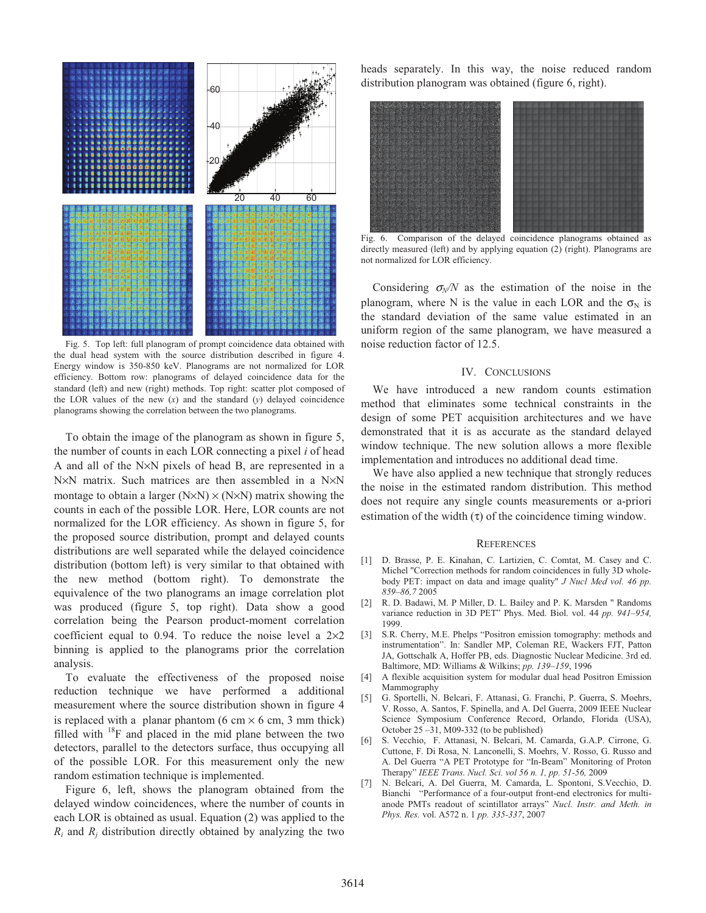-60
-40
-20
20 40 60

Fig. 5. Top left: full planogram of prompt coincidence data obtained with the dual head system with the source distribution described in figure 4. Energy window is 350-850 keV. Planograms are not normalized for LOR efficiency. Bottom row: planograms of delayed coincidence data for the standard (left) and new (right) methods. Top right: scatter plot composed of the LOR values of the new ($x$) and the standard ($y$) delayed coincidence planograms showing the correlation between the two planograms.

To obtain the image of the planogram as shown in figure 5, the number of counts in each LOR connecting a pixel $i$ of head A and all of the N×N pixels of head B, are represented in a N×N matrix. Such matrices are then assembled in a N×N montage to obtain a larger (N×N) × (N×N) matrix showing the counts in each of the possible LOR. Here, LOR counts are not normalized for the LOR efficiency. As shown in figure 5, for the proposed source distribution, prompt and delayed counts distributions are well separated while the delayed coincidence distribution (bottom left) is very similar to that obtained with the new method (bottom right). To demonstrate the equivalence of the two planograms an image correlation plot was produced (figure 5, top right). Data show a good correlation being the Pearson product-moment correlation coefficient equal to 0.94. To reduce the noise level a 2×2 binning is applied to the planograms prior the correlation analysis.

To evaluate the effectiveness of the proposed noise reduction technique we have performed a additional measurement where the source distribution shown in figure 4 is replaced with a planar phantom (6 cm × 6 cm, 3 mm thick) filled with $^{18}$F and placed in the mid plane between the two detectors, parallel to the detectors surface, thus occupying all of the possible LOR. For this measurement only the new random estimation technique is implemented.

Figure 6, left, shows the planogram obtained from the delayed window coincidences, where the number of counts in each LOR is obtained as usual. Equation (2) was applied to the $R_i$ and $R_j$ distribution directly obtained by analyzing the two heads separately. In this way, the noise reduced random distribution planogram was obtained (figure 6, right).

Fig. 6. Comparison of the delayed coincidence planograms obtained as directly measured (left) and by applying equation (2) (right). Planograms are not normalized for LOR efficiency.

Considering $\sigma_N/N$ as the estimation of the noise in the planogram, where N is the value in each LOR and the $\sigma_N$ is the standard deviation of the same value estimated in an uniform region of the same planogram, we have measured a noise reduction factor of 12.5.

## IV. Conclusions

We have introduced a new random counts estimation method that eliminates some technical constraints in the design of some PET acquisition architectures and we have demonstrated that it is as accurate as the standard delayed window technique. The new solution allows a more flexible implementation and introduces no additional dead time.

We have also applied a new technique that strongly reduces the noise in the estimated random distribution. This method does not require any single counts measurements or a-priori estimation of the width ($\tau$) of the coincidence timing window.

## References

[1] D. Brasse, P. E. Kinahan, C. Lartizien, C. Comtat, M. Casey and C. Michel "Correction methods for random coincidences in fully 3D whole-body PET: impact on data and image quality" *J Nucl Med vol. 46 pp. 859–86,7* 2005

[2] R. D. Badawi, M. P Miller, D. L. Bailey and P. K. Marsden " Randoms variance reduction in 3D PET" Phys. Med. Biol. vol. 44 *pp. 941–954,* 1999.

[3] S.R. Cherry, M.E. Phelps "Positron emission tomography: methods and instrumentation". In: Sandler MP, Coleman RE, Wackers FJT, Patton JA, Gottschalk A, Hoffer PB, eds. Diagnostic Nuclear Medicine. 3rd ed. Baltimore, MD: Williams & Wilkins; *pp. 139–159*, 1996

[4] A flexible acquisition system for modular dual head Positron Emission Mammography

[5] G. Sportelli, N. Belcari, F. Attanasi, G. Franchi, P. Guerra, S. Moehrs, V. Rosso, A. Santos, F. Spinella, and A. Del Guerra, 2009 IEEE Nuclear Science Symposium Conference Record, Orlando, Florida (USA), October 25 –31, M09-332 (to be published)

[6] S. Vecchio, F. Attanasi, N. Belcari, M. Camarda, G.A.P. Cirrone, G. Cuttone, F. Di Rosa, N. Lanconelli, S. Moehrs, V. Rosso, G. Russo and A. Del Guerra "A PET Prototype for "In-Beam" Monitoring of Proton Therapy" *IEEE Trans. Nucl. Sci. vol 56 n. 1, pp. 51-56,* 2009

[7] N. Belcari, A. Del Guerra, M. Camarda, L. Spontoni, S.Vecchio, D. Bianchi "Performance of a four-output front-end electronics for multi-anode PMTs readout of scintillator arrays" *Nucl. Instr. and Meth. in Phys. Res.* vol. A572 n. 1 *pp. 335-337*, 2007